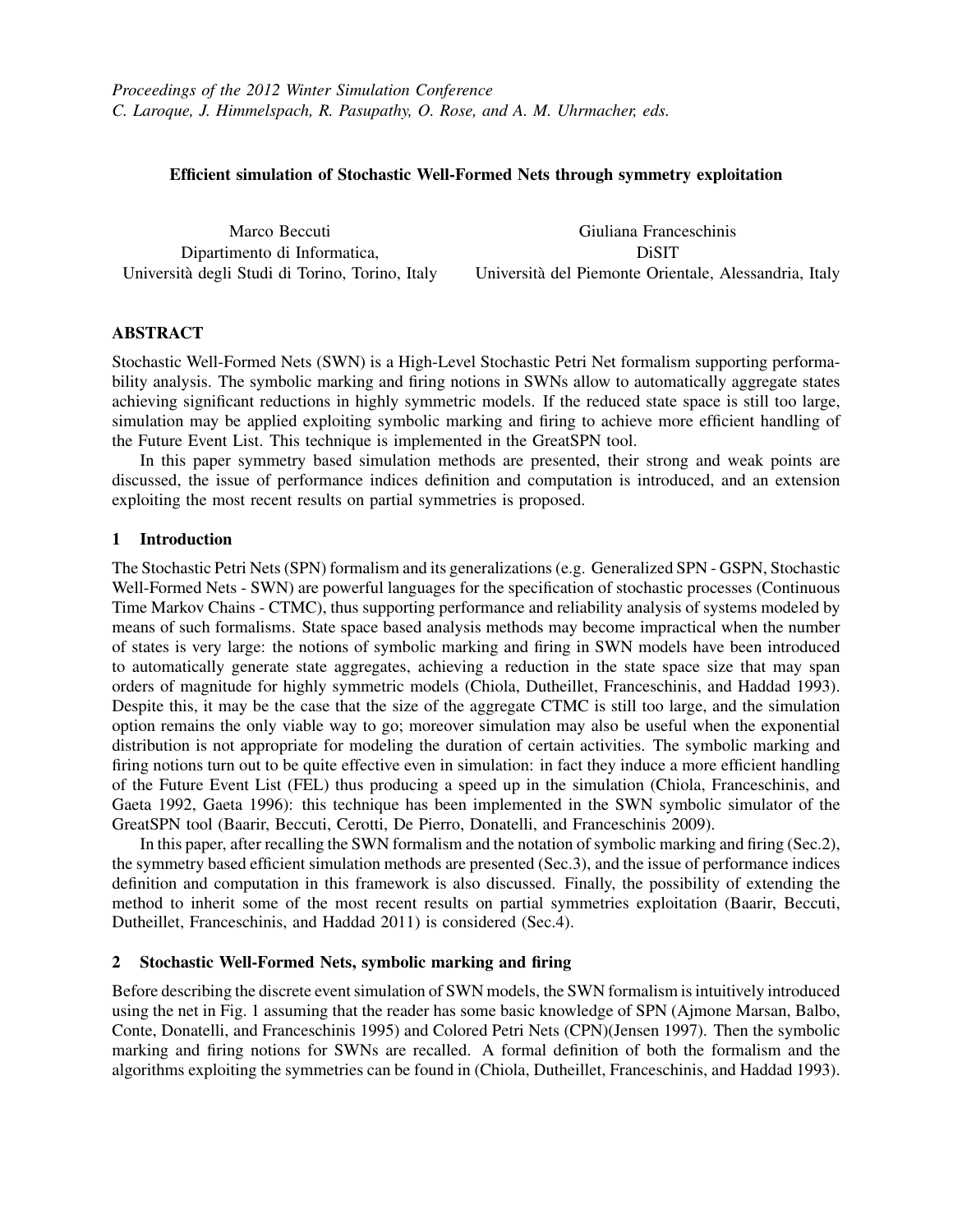*Proceedings of the 2012 Winter Simulation Conference*
*C. Laroque, J. Himmelspach, R. Pasupathy, O. Rose, and A. M. Uhrmacher, eds.*

# Efficient simulation of Stochastic Well-Formed Nets through symmetry exploitation

Marco Beccuti
Dipartimento di Informatica,
Università degli Studi di Torino, Torino, Italy

Giuliana Franceschinis
DiSIT
Università del Piemonte Orientale, Alessandria, Italy

## ABSTRACT

Stochastic Well-Formed Nets (SWN) is a High-Level Stochastic Petri Net formalism supporting performability analysis. The symbolic marking and firing notions in SWNs allow to automatically aggregate states achieving significant reductions in highly symmetric models. If the reduced state space is still too large, simulation may be applied exploiting symbolic marking and firing to achieve more efficient handling of the Future Event List. This technique is implemented in the GreatSPN tool.

In this paper symmetry based simulation methods are presented, their strong and weak points are discussed, the issue of performance indices definition and computation is introduced, and an extension exploiting the most recent results on partial symmetries is proposed.

## 1 Introduction

The Stochastic Petri Nets (SPN) formalism and its generalizations (e.g. Generalized SPN - GSPN, Stochastic Well-Formed Nets - SWN) are powerful languages for the specification of stochastic processes (Continuous Time Markov Chains - CTMC), thus supporting performance and reliability analysis of systems modeled by means of such formalisms. State space based analysis methods may become impractical when the number of states is very large: the notions of symbolic marking and firing in SWN models have been introduced to automatically generate state aggregates, achieving a reduction in the state space size that may span orders of magnitude for highly symmetric models (Chiola, Dutheillet, Franceschinis, and Haddad 1993). Despite this, it may be the case that the size of the aggregate CTMC is still too large, and the simulation option remains the only viable way to go; moreover simulation may also be useful when the exponential distribution is not appropriate for modeling the duration of certain activities. The symbolic marking and firing notions turn out to be quite effective even in simulation: in fact they induce a more efficient handling of the Future Event List (FEL) thus producing a speed up in the simulation (Chiola, Franceschinis, and Gaeta 1992, Gaeta 1996): this technique has been implemented in the SWN symbolic simulator of the GreatSPN tool (Baarir, Beccuti, Cerotti, De Pierro, Donatelli, and Franceschinis 2009).

In this paper, after recalling the SWN formalism and the notation of symbolic marking and firing (Sec.2), the symmetry based efficient simulation methods are presented (Sec.3), and the issue of performance indices definition and computation in this framework is also discussed. Finally, the possibility of extending the method to inherit some of the most recent results on partial symmetries exploitation (Baarir, Beccuti, Dutheillet, Franceschinis, and Haddad 2011) is considered (Sec.4).

## 2 Stochastic Well-Formed Nets, symbolic marking and firing

Before describing the discrete event simulation of SWN models, the SWN formalism is intuitively introduced using the net in Fig. 1 assuming that the reader has some basic knowledge of SPN (Ajmone Marsan, Balbo, Conte, Donatelli, and Franceschinis 1995) and Colored Petri Nets (CPN)(Jensen 1997). Then the symbolic marking and firing notions for SWNs are recalled. A formal definition of both the formalism and the algorithms exploiting the symmetries can be found in (Chiola, Dutheillet, Franceschinis, and Haddad 1993).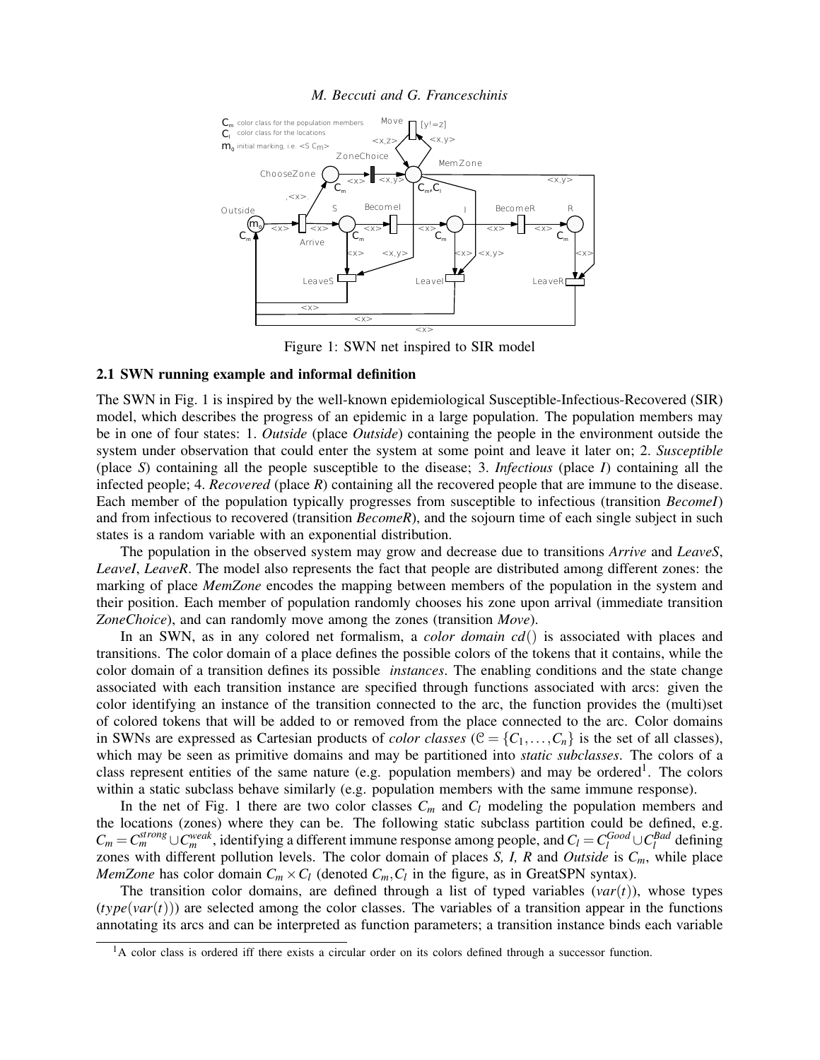$C_m$ color class for the population members
$C_l$ color class for the locations
$m_0$ initial marking, i.e. <S $C_m$>

Move
[y!=z]
<x,z>
<x,y>
ZoneChoice
MemZone
ChooseZone
<x>
<x,y>
$C_m$
$C_m$,$C_l$
<x,y>
<x>
Outside
S
BecomeI
I
BecomeR
R
$m_0$
<x>
<x>
<x>
<x>
<x>
<x>
$C_m$
Arrive
$C_m$
$C_m$
$C_m$
<x>
<x,y>
<x>
<x,y>
<x>
LeaveS
LeaveI
LeaveR
<x>
<x>
<x>

Figure 1: SWN net inspired to SIR model

### 2.1 SWN running example and informal definition

The SWN in Fig. 1 is inspired by the well-known epidemiological Susceptible-Infectious-Recovered (SIR) model, which describes the progress of an epidemic in a large population. The population members may be in one of four states: 1. *Outside* (place *Outside*) containing the people in the environment outside the system under observation that could enter the system at some point and leave it later on; 2. *Susceptible* (place *S*) containing all the people susceptible to the disease; 3. *Infectious* (place *I*) containing all the infected people; 4. *Recovered* (place *R*) containing all the recovered people that are immune to the disease. Each member of the population typically progresses from susceptible to infectious (transition *BecomeI*) and from infectious to recovered (transition *BecomeR*), and the sojourn time of each single subject in such states is a random variable with an exponential distribution.

The population in the observed system may grow and decrease due to transitions *Arrive* and *LeaveS*, *LeaveI*, *LeaveR*. The model also represents the fact that people are distributed among different zones: the marking of place *MemZone* encodes the mapping between members of the population in the system and their position. Each member of population randomly chooses his zone upon arrival (immediate transition *ZoneChoice*), and can randomly move among the zones (transition *Move*).

In an SWN, as in any colored net formalism, a *color domain* $cd()$ is associated with places and transitions. The color domain of a place defines the possible colors of the tokens that it contains, while the color domain of a transition defines its possible *instances*. The enabling conditions and the state change associated with each transition instance are specified through functions associated with arcs: given the color identifying an instance of the transition connected to the arc, the function provides the (multi)set of colored tokens that will be added to or removed from the place connected to the arc. Color domains in SWNs are expressed as Cartesian products of *color classes* ($\mathcal{C} = \{C_1, \ldots, C_n\}$ is the set of all classes), which may be seen as primitive domains and may be partitioned into *static subclasses*. The colors of a class represent entities of the same nature (e.g. population members) and may be ordered[1]. The colors within a static subclass behave similarly (e.g. population members with the same immune response).

In the net of Fig. 1 there are two color classes $C_m$ and $C_l$ modeling the population members and the locations (zones) where they can be. The following static subclass partition could be defined, e.g. $C_m = C_m^{strong} \cup C_m^{weak}$, identifying a different immune response among people, and $C_l = C_l^{Good} \cup C_l^{Bad}$ defining zones with different pollution levels. The color domain of places *S, I, R* and *Outside* is $C_m$, while place *MemZone* has color domain $C_m \times C_l$ (denoted $C_m, C_l$ in the figure, as in GreatSPN syntax).

The transition color domains, are defined through a list of typed variables ($var(t)$), whose types ($type(var(t))$) are selected among the color classes. The variables of a transition appear in the functions annotating its arcs and can be interpreted as function parameters; a transition instance binds each variable

[1] A color class is ordered iff there exists a circular order on its colors defined through a successor function.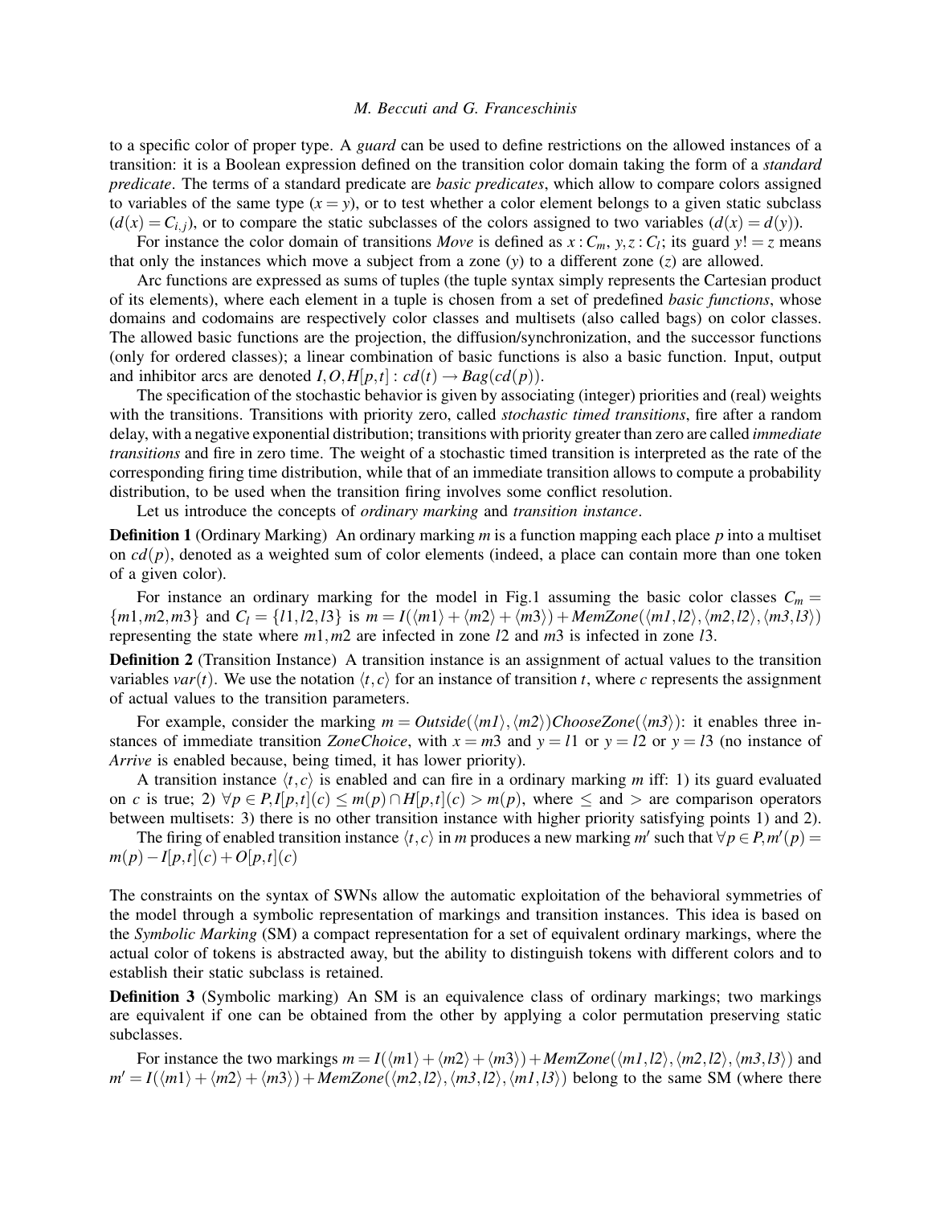to a specific color of proper type. A *guard* can be used to define restrictions on the allowed instances of a transition: it is a Boolean expression defined on the transition color domain taking the form of a *standard predicate*. The terms of a standard predicate are *basic predicates*, which allow to compare colors assigned to variables of the same type ($x = y$), or to test whether a color element belongs to a given static subclass ($d(x) = C_{i,j}$), or to compare the static subclasses of the colors assigned to two variables ($d(x) = d(y)$).

For instance the color domain of transitions *Move* is defined as $x : C_m$, $y,z : C_l$; its guard $y != z$ means that only the instances which move a subject from a zone ($y$) to a different zone ($z$) are allowed.

Arc functions are expressed as sums of tuples (the tuple syntax simply represents the Cartesian product of its elements), where each element in a tuple is chosen from a set of predefined *basic functions*, whose domains and codomains are respectively color classes and multisets (also called bags) on color classes. The allowed basic functions are the projection, the diffusion/synchronization, and the successor functions (only for ordered classes); a linear combination of basic functions is also a basic function. Input, output and inhibitor arcs are denoted $I,O,H[p,t] : cd(t) \rightarrow Bag(cd(p))$.

The specification of the stochastic behavior is given by associating (integer) priorities and (real) weights with the transitions. Transitions with priority zero, called *stochastic timed transitions*, fire after a random delay, with a negative exponential distribution; transitions with priority greater than zero are called *immediate transitions* and fire in zero time. The weight of a stochastic timed transition is interpreted as the rate of the corresponding firing time distribution, while that of an immediate transition allows to compute a probability distribution, to be used when the transition firing involves some conflict resolution.

Let us introduce the concepts of *ordinary marking* and *transition instance*.

**Definition 1** (Ordinary Marking) An ordinary marking $m$ is a function mapping each place $p$ into a multiset on $cd(p)$, denoted as a weighted sum of color elements (indeed, a place can contain more than one token of a given color).

For instance an ordinary marking for the model in Fig.1 assuming the basic color classes $C_m = \{m1,m2,m3\}$ and $C_l = \{l1,l2,l3\}$ is $m = I(\langle m1\rangle + \langle m2\rangle + \langle m3\rangle) + MemZone(\langle m1,l2\rangle, \langle m2,l2\rangle, \langle m3,l3\rangle)$ representing the state where $m1,m2$ are infected in zone $l2$ and $m3$ is infected in zone $l3$.

**Definition 2** (Transition Instance) A transition instance is an assignment of actual values to the transition variables $var(t)$. We use the notation $\langle t,c\rangle$ for an instance of transition $t$, where $c$ represents the assignment of actual values to the transition parameters.

For example, consider the marking $m = Outside(\langle m1\rangle, \langle m2\rangle)ChooseZone(\langle m3\rangle)$: it enables three instances of immediate transition *ZoneChoice*, with $x = m3$ and $y = l1$ or $y = l2$ or $y = l3$ (no instance of *Arrive* is enabled because, being timed, it has lower priority).

A transition instance $\langle t,c\rangle$ is enabled and can fire in a ordinary marking $m$ iff: 1) its guard evaluated on $c$ is true; 2) $\forall p \in P, I[p,t](c) \leq m(p) \cap H[p,t](c) > m(p)$, where $\leq$ and $>$ are comparison operators between multisets: 3) there is no other transition instance with higher priority satisfying points 1) and 2).

The firing of enabled transition instance $\langle t,c\rangle$ in $m$ produces a new marking $m'$ such that $\forall p \in P, m'(p) = m(p) - I[p,t](c) + O[p,t](c)$

The constraints on the syntax of SWNs allow the automatic exploitation of the behavioral symmetries of the model through a symbolic representation of markings and transition instances. This idea is based on the *Symbolic Marking* (SM) a compact representation for a set of equivalent ordinary markings, where the actual color of tokens is abstracted away, but the ability to distinguish tokens with different colors and to establish their static subclass is retained.

**Definition 3** (Symbolic marking) An SM is an equivalence class of ordinary markings; two markings are equivalent if one can be obtained from the other by applying a color permutation preserving static subclasses.

For instance the two markings $m = I(\langle m1\rangle + \langle m2\rangle + \langle m3\rangle) + MemZone(\langle m1,l2\rangle, \langle m2,l2\rangle, \langle m3,l3\rangle)$ and $m' = I(\langle m1\rangle + \langle m2\rangle + \langle m3\rangle) + MemZone(\langle m2,l2\rangle, \langle m3,l2\rangle, \langle m1,l3\rangle)$ belong to the same SM (where there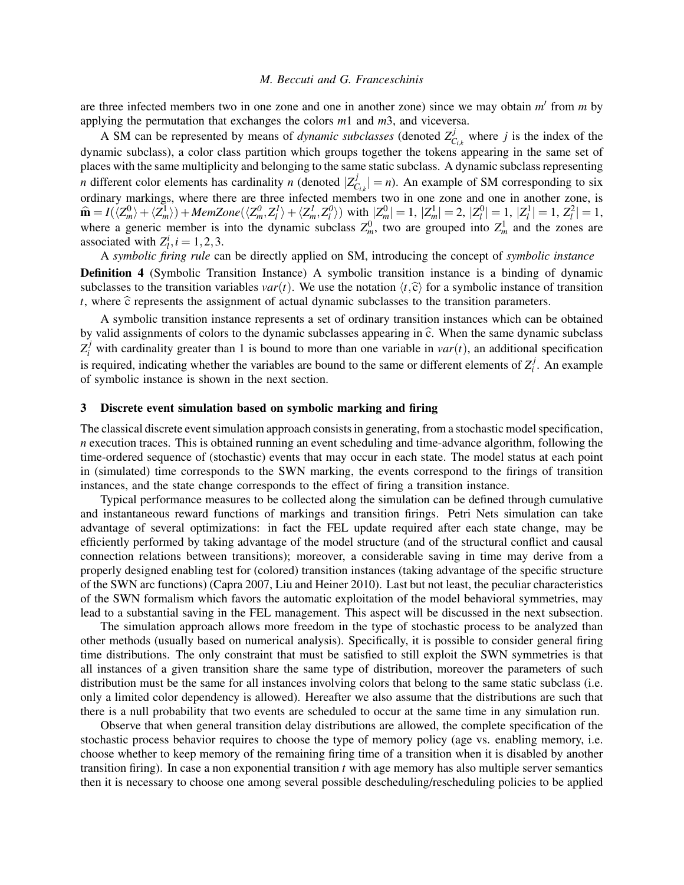are three infected members two in one zone and one in another zone) since we may obtain $m'$ from $m$ by applying the permutation that exchanges the colors $m1$ and $m3$, and viceversa.

A SM can be represented by means of *dynamic subclasses* (denoted $Z^j_{C_{i,k}}$ where $j$ is the index of the dynamic subclass), a color class partition which groups together the tokens appearing in the same set of places with the same multiplicity and belonging to the same static subclass. A dynamic subclass representing $n$ different color elements has cardinality $n$ (denoted $|Z^j_{C_{i,k}}| = n$). An example of SM corresponding to six ordinary markings, where there are three infected members two in one zone and one in another zone, is $\widehat{\mathbf{m}} = I(\langle Z^0_m \rangle + \langle Z^1_m \rangle) + MemZone(\langle Z^0_m, Z^1_l \rangle + \langle Z^1_m, Z^0_l \rangle)$ with $|Z^0_m| = 1$, $|Z^1_m| = 2$, $|Z^0_l| = 1$, $|Z^1_l| = 1$, $Z^2_l| = 1$, where a generic member is into the dynamic subclass $Z^0_m$, two are grouped into $Z^1_m$ and the zones are associated with $Z^i_l, i = 1, 2, 3$.

A *symbolic firing rule* can be directly applied on SM, introducing the concept of *symbolic instance*

**Definition 4** (Symbolic Transition Instance) A symbolic transition instance is a binding of dynamic subclasses to the transition variables $var(t)$. We use the notation $\langle t, \widehat{c} \rangle$ for a symbolic instance of transition $t$, where $\widehat{c}$ represents the assignment of actual dynamic subclasses to the transition parameters.

A symbolic transition instance represents a set of ordinary transition instances which can be obtained by valid assignments of colors to the dynamic subclasses appearing in $\widehat{c}$. When the same dynamic subclass $Z^j_i$ with cardinality greater than 1 is bound to more than one variable in $var(t)$, an additional specification is required, indicating whether the variables are bound to the same or different elements of $Z^j_i$. An example of symbolic instance is shown in the next section.

## 3 Discrete event simulation based on symbolic marking and firing

The classical discrete event simulation approach consists in generating, from a stochastic model specification, $n$ execution traces. This is obtained running an event scheduling and time-advance algorithm, following the time-ordered sequence of (stochastic) events that may occur in each state. The model status at each point in (simulated) time corresponds to the SWN marking, the events correspond to the firings of transition instances, and the state change corresponds to the effect of firing a transition instance.

Typical performance measures to be collected along the simulation can be defined through cumulative and instantaneous reward functions of markings and transition firings. Petri Nets simulation can take advantage of several optimizations: in fact the FEL update required after each state change, may be efficiently performed by taking advantage of the model structure (and of the structural conflict and causal connection relations between transitions); moreover, a considerable saving in time may derive from a properly designed enabling test for (colored) transition instances (taking advantage of the specific structure of the SWN arc functions) (Capra 2007, Liu and Heiner 2010). Last but not least, the peculiar characteristics of the SWN formalism which favors the automatic exploitation of the model behavioral symmetries, may lead to a substantial saving in the FEL management. This aspect will be discussed in the next subsection.

The simulation approach allows more freedom in the type of stochastic process to be analyzed than other methods (usually based on numerical analysis). Specifically, it is possible to consider general firing time distributions. The only constraint that must be satisfied to still exploit the SWN symmetries is that all instances of a given transition share the same type of distribution, moreover the parameters of such distribution must be the same for all instances involving colors that belong to the same static subclass (i.e. only a limited color dependency is allowed). Hereafter we also assume that the distributions are such that there is a null probability that two events are scheduled to occur at the same time in any simulation run.

Observe that when general transition delay distributions are allowed, the complete specification of the stochastic process behavior requires to choose the type of memory policy (age vs. enabling memory, i.e. choose whether to keep memory of the remaining firing time of a transition when it is disabled by another transition firing). In case a non exponential transition $t$ with age memory has also multiple server semantics then it is necessary to choose one among several possible descheduling/rescheduling policies to be applied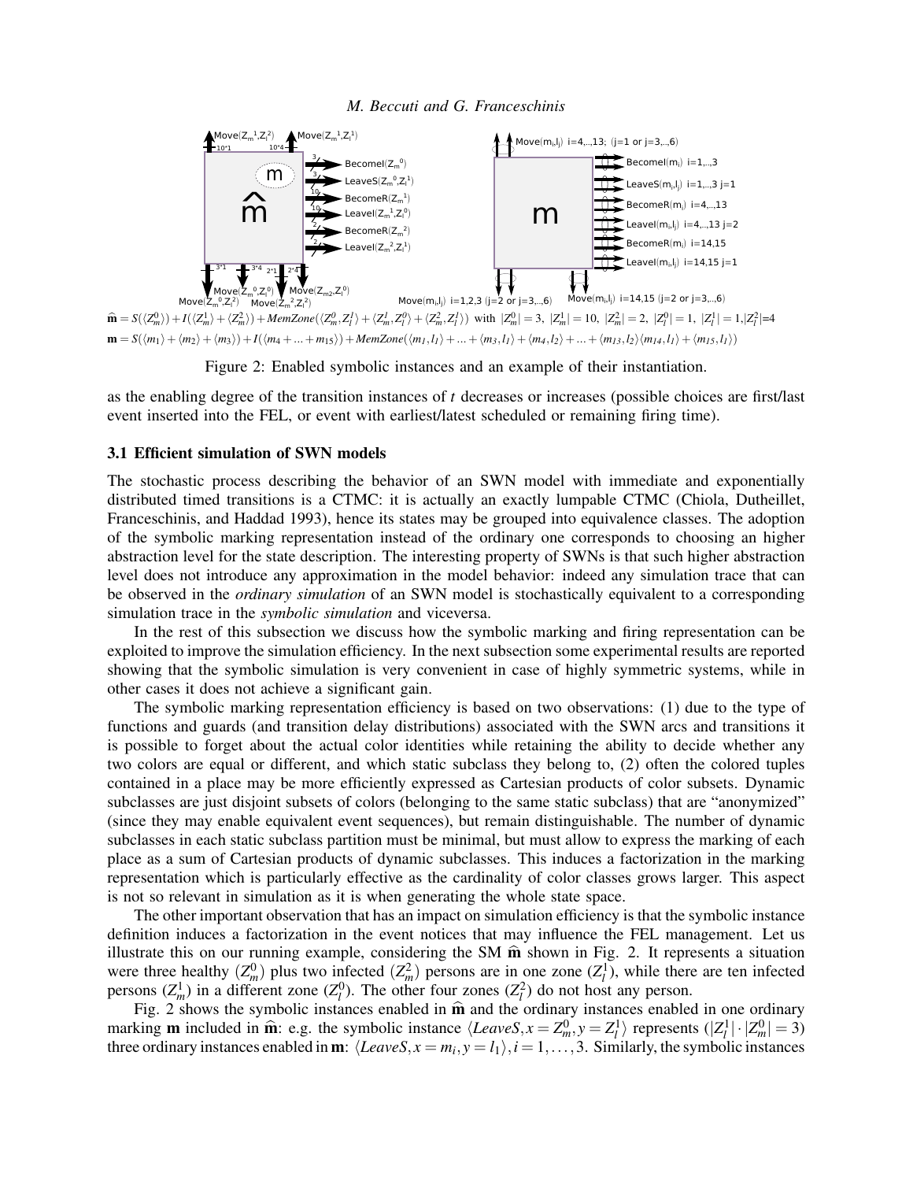Move($Z_m^1,Z_l^2$) 10*1
Move($Z_m^1,Z_l^1$) 10*4
BecomeI($Z_m^0$) 3
LeaveS($Z_m^0,Z_l^1$) 3
BecomeR($Z_m^1$) 10
LeaveI($Z_m^1,Z_l^0$) 10
BecomeR($Z_m^2$) 2
LeaveI($Z_m^2,Z_l^1$) 2
3*1 3*4 2*1 2*4
Move($Z_m^0,Z_l^2$) Move($Z_m^0,Z_l^0$) Move($Z_m^2,Z_l^2$) Move($Z_{m2},Z_l^0$)

Move($m_i,l_j$) i=4,..,13; (j=1 or j=3,..,6)
BecomeI($m_i$) i=1,..,3
LeaveS($m_i,l_j$) i=1,..,3 j=1
BecomeR($m_i$) i=4,..,13
LeaveI($m_i,l_j$) i=4,..,13 j=2
BecomeR($m_i$) i=14,15
LeaveI($m_i,l_j$) i=14,15 j=1
Move($m_i,l_j$) i=1,2,3 (j=2 or j=3,..,6)
Move($m_i,l_j$) i=14,15 (j=2 or j=3,..,6)

$\widehat{\mathbf{m}} = S(\langle Z_m^0 \rangle) + I(\langle Z_m^1 \rangle + \langle Z_m^2 \rangle) + MemZone(\langle Z_m^0, Z_l^1 \rangle + \langle Z_m^1, Z_l^0 \rangle + \langle Z_m^2, Z_l^1 \rangle)$ with $|Z_m^0| = 3,\ |Z_m^1| = 10,\ |Z_m^2| = 2,\ |Z_l^0| = 1,\ |Z_l^1| = 1, |Z_l^2| = 4$

$\mathbf{m} = S(\langle m_1 \rangle + \langle m_2 \rangle + \langle m_3 \rangle) + I(\langle m_4 + \ldots + m_{15} \rangle) + MemZone(\langle m_1, l_1 \rangle + \ldots + \langle m_3, l_1 \rangle + \langle m_4, l_2 \rangle + \ldots + \langle m_{13}, l_2 \rangle \langle m_{14}, l_1 \rangle + \langle m_{15}, l_1 \rangle)$

Figure 2: Enabled symbolic instances and an example of their instantiation.

as the enabling degree of the transition instances of $t$ decreases or increases (possible choices are first/last event inserted into the FEL, or event with earliest/latest scheduled or remaining firing time).

### 3.1 Efficient simulation of SWN models

The stochastic process describing the behavior of an SWN model with immediate and exponentially distributed timed transitions is a CTMC: it is actually an exactly lumpable CTMC (Chiola, Dutheillet, Franceschinis, and Haddad 1993), hence its states may be grouped into equivalence classes. The adoption of the symbolic marking representation instead of the ordinary one corresponds to choosing an higher abstraction level for the state description. The interesting property of SWNs is that such higher abstraction level does not introduce any approximation in the model behavior: indeed any simulation trace that can be observed in the *ordinary simulation* of an SWN model is stochastically equivalent to a corresponding simulation trace in the *symbolic simulation* and viceversa.

In the rest of this subsection we discuss how the symbolic marking and firing representation can be exploited to improve the simulation efficiency. In the next subsection some experimental results are reported showing that the symbolic simulation is very convenient in case of highly symmetric systems, while in other cases it does not achieve a significant gain.

The symbolic marking representation efficiency is based on two observations: (1) due to the type of functions and guards (and transition delay distributions) associated with the SWN arcs and transitions it is possible to forget about the actual color identities while retaining the ability to decide whether any two colors are equal or different, and which static subclass they belong to, (2) often the colored tuples contained in a place may be more efficiently expressed as Cartesian products of color subsets. Dynamic subclasses are just disjoint subsets of colors (belonging to the same static subclass) that are "anonymized" (since they may enable equivalent event sequences), but remain distinguishable. The number of dynamic subclasses in each static subclass partition must be minimal, but must allow to express the marking of each place as a sum of Cartesian products of dynamic subclasses. This induces a factorization in the marking representation which is particularly effective as the cardinality of color classes grows larger. This aspect is not so relevant in simulation as it is when generating the whole state space.

The other important observation that has an impact on simulation efficiency is that the symbolic instance definition induces a factorization in the event notices that may influence the FEL management. Let us illustrate this on our running example, considering the SM $\widehat{\mathbf{m}}$ shown in Fig. 2. It represents a situation were three healthy ($Z_m^0$) plus two infected ($Z_m^2$) persons are in one zone ($Z_l^1$), while there are ten infected persons ($Z_m^1$) in a different zone ($Z_l^0$). The other four zones ($Z_l^2$) do not host any person.

Fig. 2 shows the symbolic instances enabled in $\widehat{\mathbf{m}}$ and the ordinary instances enabled in one ordinary marking $\mathbf{m}$ included in $\widehat{\mathbf{m}}$: e.g. the symbolic instance $\langle LeaveS, x = Z_m^0, y = Z_l^1 \rangle$ represents ($|Z_l^1| \cdot |Z_m^0| = 3$) three ordinary instances enabled in $\mathbf{m}$: $\langle LeaveS, x = m_i, y = l_1 \rangle, i = 1, \ldots, 3$. Similarly, the symbolic instances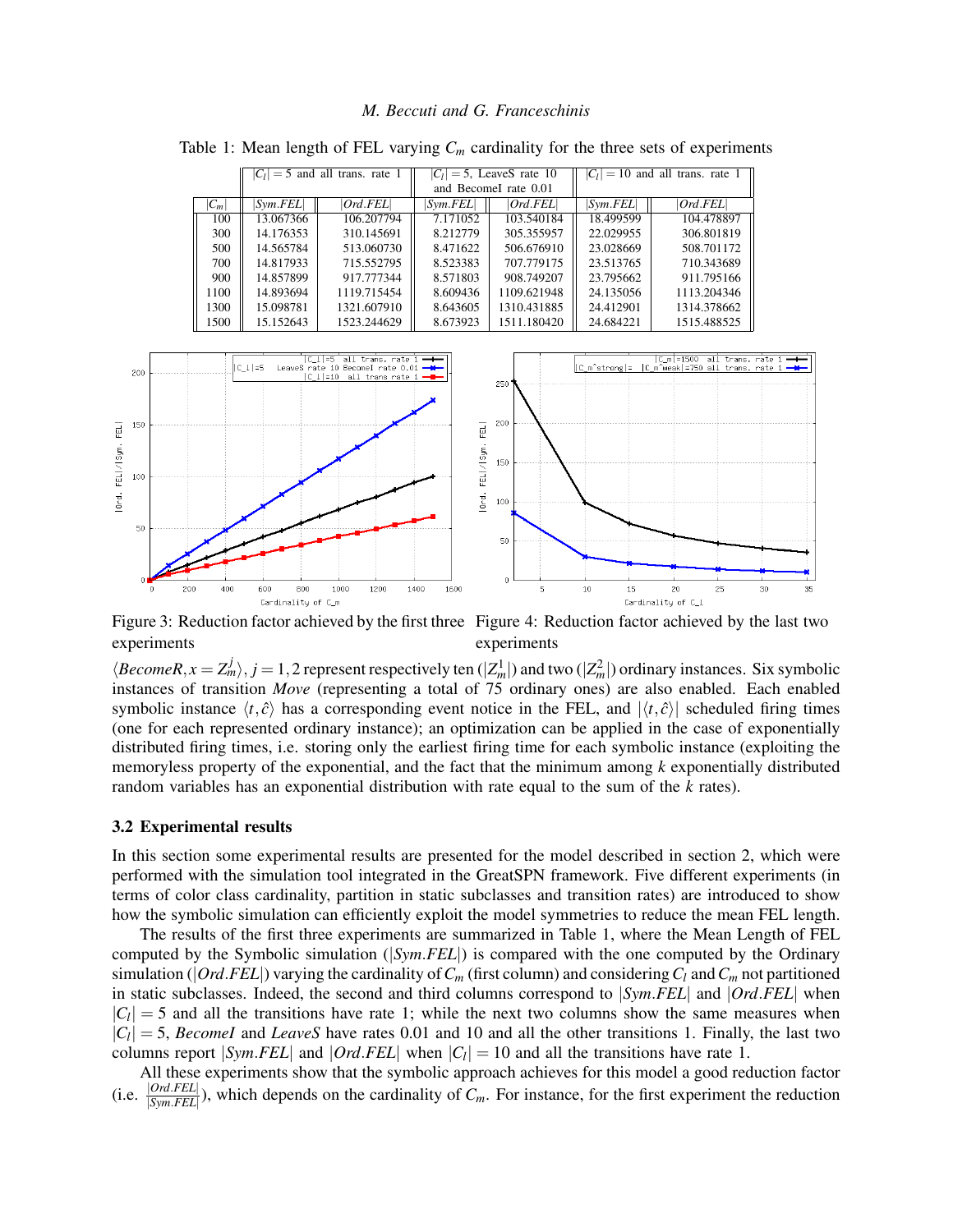Table 1: Mean length of FEL varying $C_m$ cardinality for the three sets of experiments

| | $\|C_l\| = 5$ and all trans. rate 1 | | $\|C_l\| = 5$, LeaveS rate 10 and BecomeI rate 0.01 | | $\|C_l\| = 10$ and all trans. rate 1 | |
|---|---|---|---|---|---|---|
| $\|C_m\|$ | $\|Sym.FEL\|$ | $\|Ord.FEL\|$ | $\|Sym.FEL\|$ | $\|Ord.FEL\|$ | $\|Sym.FEL\|$ | $\|Ord.FEL\|$ |
| 100 | 13.067366 | 106.207794 | 7.171052 | 103.540184 | 18.499599 | 104.478897 |
| 300 | 14.176353 | 310.145691 | 8.212779 | 305.355957 | 22.029955 | 306.801819 |
| 500 | 14.565784 | 513.060730 | 8.471622 | 506.676910 | 23.028669 | 508.701172 |
| 700 | 14.817933 | 715.552795 | 8.523383 | 707.779175 | 23.513765 | 710.343689 |
| 900 | 14.857899 | 917.777344 | 8.571803 | 908.749207 | 23.795662 | 911.795166 |
| 1100 | 14.893694 | 1119.715454 | 8.609436 | 1109.621948 | 24.135056 | 1113.204346 |
| 1300 | 15.098781 | 1321.607910 | 8.643605 | 1310.431885 | 24.412901 | 1314.378662 |
| 1500 | 15.152643 | 1523.244629 | 8.673923 | 1511.180420 | 24.684221 | 1515.488525 |

Figure 3: Reduction factor achieved by the first three experiments

Figure 4: Reduction factor achieved by the last two experiments

$\langle BecomeR, x = Z_m^j \rangle, j = 1,2$ represent respectively ten ($|Z_m^1|$) and two ($|Z_m^2|$) ordinary instances. Six symbolic instances of transition *Move* (representing a total of 75 ordinary ones) are also enabled. Each enabled symbolic instance $\langle t, \hat{c} \rangle$ has a corresponding event notice in the FEL, and $|\langle t, \hat{c} \rangle|$ scheduled firing times (one for each represented ordinary instance); an optimization can be applied in the case of exponentially distributed firing times, i.e. storing only the earliest firing time for each symbolic instance (exploiting the memoryless property of the exponential, and the fact that the minimum among $k$ exponentially distributed random variables has an exponential distribution with rate equal to the sum of the $k$ rates).

### 3.2 Experimental results

In this section some experimental results are presented for the model described in section 2, which were performed with the simulation tool integrated in the GreatSPN framework. Five different experiments (in terms of color class cardinality, partition in static subclasses and transition rates) are introduced to show how the symbolic simulation can efficiently exploit the model symmetries to reduce the mean FEL length.

The results of the first three experiments are summarized in Table 1, where the Mean Length of FEL computed by the Symbolic simulation ($|Sym.FEL|$) is compared with the one computed by the Ordinary simulation ($|Ord.FEL|$) varying the cardinality of $C_m$ (first column) and considering $C_l$ and $C_m$ not partitioned in static subclasses. Indeed, the second and third columns correspond to $|Sym.FEL|$ and $|Ord.FEL|$ when $|C_l| = 5$ and all the transitions have rate 1; while the next two columns show the same measures when $|C_l| = 5$, *BecomeI* and *LeaveS* have rates 0.01 and 10 and all the other transitions 1. Finally, the last two columns report $|Sym.FEL|$ and $|Ord.FEL|$ when $|C_l| = 10$ and all the transitions have rate 1.

All these experiments show that the symbolic approach achieves for this model a good reduction factor (i.e. $\frac{|Ord.FEL|}{|Sym.FEL|}$), which depends on the cardinality of $C_m$. For instance, for the first experiment the reduction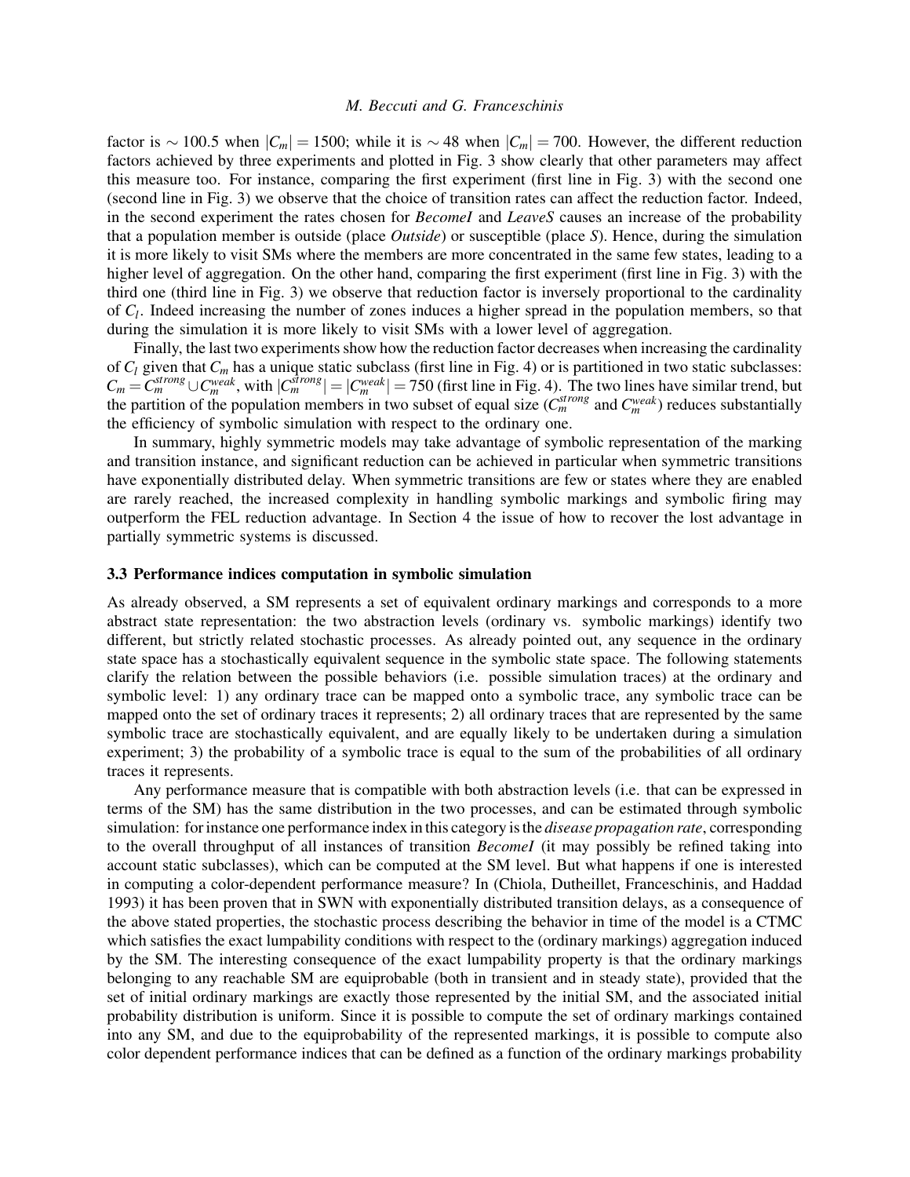factor is $\sim 100.5$ when $|C_m| = 1500$; while it is $\sim 48$ when $|C_m| = 700$. However, the different reduction factors achieved by three experiments and plotted in Fig. 3 show clearly that other parameters may affect this measure too. For instance, comparing the first experiment (first line in Fig. 3) with the second one (second line in Fig. 3) we observe that the choice of transition rates can affect the reduction factor. Indeed, in the second experiment the rates chosen for *BecomeI* and *LeaveS* causes an increase of the probability that a population member is outside (place *Outside*) or susceptible (place *S*). Hence, during the simulation it is more likely to visit SMs where the members are more concentrated in the same few states, leading to a higher level of aggregation. On the other hand, comparing the first experiment (first line in Fig. 3) with the third one (third line in Fig. 3) we observe that reduction factor is inversely proportional to the cardinality of $C_l$. Indeed increasing the number of zones induces a higher spread in the population members, so that during the simulation it is more likely to visit SMs with a lower level of aggregation.

Finally, the last two experiments show how the reduction factor decreases when increasing the cardinality of $C_l$ given that $C_m$ has a unique static subclass (first line in Fig. 4) or is partitioned in two static subclasses: $C_m = C_m^{strong} \cup C_m^{weak}$, with $|C_m^{strong}| = |C_m^{weak}| = 750$ (first line in Fig. 4). The two lines have similar trend, but the partition of the population members in two subset of equal size ($C_m^{strong}$ and $C_m^{weak}$) reduces substantially the efficiency of symbolic simulation with respect to the ordinary one.

In summary, highly symmetric models may take advantage of symbolic representation of the marking and transition instance, and significant reduction can be achieved in particular when symmetric transitions have exponentially distributed delay. When symmetric transitions are few or states where they are enabled are rarely reached, the increased complexity in handling symbolic markings and symbolic firing may outperform the FEL reduction advantage. In Section 4 the issue of how to recover the lost advantage in partially symmetric systems is discussed.

### 3.3 Performance indices computation in symbolic simulation

As already observed, a SM represents a set of equivalent ordinary markings and corresponds to a more abstract state representation: the two abstraction levels (ordinary vs. symbolic markings) identify two different, but strictly related stochastic processes. As already pointed out, any sequence in the ordinary state space has a stochastically equivalent sequence in the symbolic state space. The following statements clarify the relation between the possible behaviors (i.e. possible simulation traces) at the ordinary and symbolic level: 1) any ordinary trace can be mapped onto a symbolic trace, any symbolic trace can be mapped onto the set of ordinary traces it represents; 2) all ordinary traces that are represented by the same symbolic trace are stochastically equivalent, and are equally likely to be undertaken during a simulation experiment; 3) the probability of a symbolic trace is equal to the sum of the probabilities of all ordinary traces it represents.

Any performance measure that is compatible with both abstraction levels (i.e. that can be expressed in terms of the SM) has the same distribution in the two processes, and can be estimated through symbolic simulation: for instance one performance index in this category is the *disease propagation rate*, corresponding to the overall throughput of all instances of transition *BecomeI* (it may possibly be refined taking into account static subclasses), which can be computed at the SM level. But what happens if one is interested in computing a color-dependent performance measure? In (Chiola, Dutheillet, Franceschinis, and Haddad 1993) it has been proven that in SWN with exponentially distributed transition delays, as a consequence of the above stated properties, the stochastic process describing the behavior in time of the model is a CTMC which satisfies the exact lumpability conditions with respect to the (ordinary markings) aggregation induced by the SM. The interesting consequence of the exact lumpability property is that the ordinary markings belonging to any reachable SM are equiprobable (both in transient and in steady state), provided that the set of initial ordinary markings are exactly those represented by the initial SM, and the associated initial probability distribution is uniform. Since it is possible to compute the set of ordinary markings contained into any SM, and due to the equiprobability of the represented markings, it is possible to compute also color dependent performance indices that can be defined as a function of the ordinary markings probability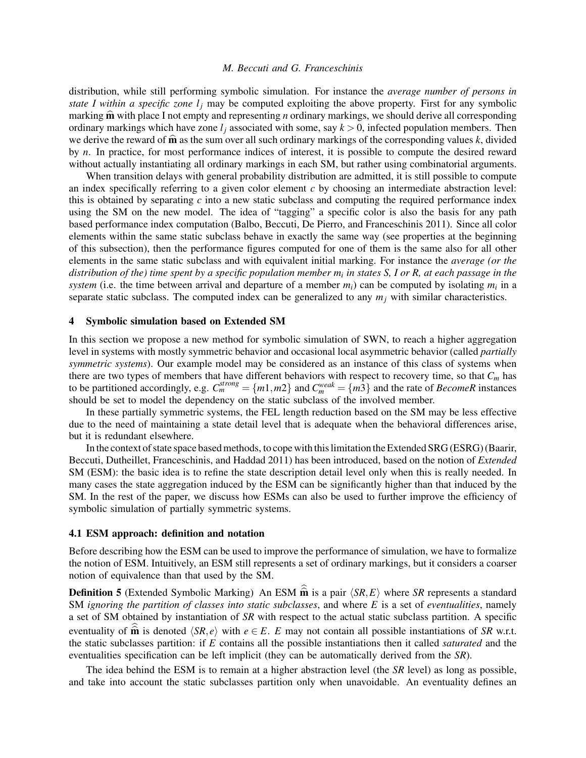distribution, while still performing symbolic simulation. For instance the *average number of persons in state I within a specific zone $l_j$* may be computed exploiting the above property. First for any symbolic marking $\widehat{\mathbf{m}}$ with place I not empty and representing $n$ ordinary markings, we should derive all corresponding ordinary markings which have zone $l_j$ associated with some, say $k > 0$, infected population members. Then we derive the reward of $\widehat{\mathbf{m}}$ as the sum over all such ordinary markings of the corresponding values $k$, divided by $n$. In practice, for most performance indices of interest, it is possible to compute the desired reward without actually instantiating all ordinary markings in each SM, but rather using combinatorial arguments.

When transition delays with general probability distribution are admitted, it is still possible to compute an index specifically referring to a given color element $c$ by choosing an intermediate abstraction level: this is obtained by separating $c$ into a new static subclass and computing the required performance index using the SM on the new model. The idea of "tagging" a specific color is also the basis for any path based performance index computation (Balbo, Beccuti, De Pierro, and Franceschinis 2011). Since all color elements within the same static subclass behave in exactly the same way (see properties at the beginning of this subsection), then the performance figures computed for one of them is the same also for all other elements in the same static subclass and with equivalent initial marking. For instance the *average (or the distribution of the) time spent by a specific population member $m_i$ in states S, I or R, at each passage in the system* (i.e. the time between arrival and departure of a member $m_i$) can be computed by isolating $m_i$ in a separate static subclass. The computed index can be generalized to any $m_j$ with similar characteristics.

## 4 Symbolic simulation based on Extended SM

In this section we propose a new method for symbolic simulation of SWN, to reach a higher aggregation level in systems with mostly symmetric behavior and occasional local asymmetric behavior (called *partially symmetric systems*). Our example model may be considered as an instance of this class of systems when there are two types of members that have different behaviors with respect to recovery time, so that $C_m$ has to be partitioned accordingly, e.g. $C_m^{strong} = \{m1, m2\}$ and $C_m^{weak} = \{m3\}$ and the rate of *BecomeR* instances should be set to model the dependency on the static subclass of the involved member.

In these partially symmetric systems, the FEL length reduction based on the SM may be less effective due to the need of maintaining a state detail level that is adequate when the behavioral differences arise, but it is redundant elsewhere.

In the context of state space based methods, to cope with this limitation the Extended SRG (ESRG) (Baarir, Beccuti, Dutheillet, Franceschinis, and Haddad 2011) has been introduced, based on the notion of *Extended* SM (ESM): the basic idea is to refine the state description detail level only when this is really needed. In many cases the state aggregation induced by the ESM can be significantly higher than that induced by the SM. In the rest of the paper, we discuss how ESMs can also be used to further improve the efficiency of symbolic simulation of partially symmetric systems.

### 4.1 ESM approach: definition and notation

Before describing how the ESM can be used to improve the performance of simulation, we have to formalize the notion of ESM. Intuitively, an ESM still represents a set of ordinary markings, but it considers a coarser notion of equivalence than that used by the SM.

**Definition 5** (Extended Symbolic Marking) An ESM $\widehat{\widehat{\mathbf{m}}}$ is a pair $\langle SR, E\rangle$ where *SR* represents a standard SM *ignoring the partition of classes into static subclasses*, and where $E$ is a set of *eventualities*, namely a set of SM obtained by instantiation of *SR* with respect to the actual static subclass partition. A specific eventuality of $\widehat{\widehat{\mathbf{m}}}$ is denoted $\langle SR, e\rangle$ with $e \in E$. $E$ may not contain all possible instantiations of *SR* w.r.t. the static subclasses partition: if $E$ contains all the possible instantiations then it called *saturated* and the eventualities specification can be left implicit (they can be automatically derived from the *SR*).

The idea behind the ESM is to remain at a higher abstraction level (the *SR* level) as long as possible, and take into account the static subclasses partition only when unavoidable. An eventuality defines an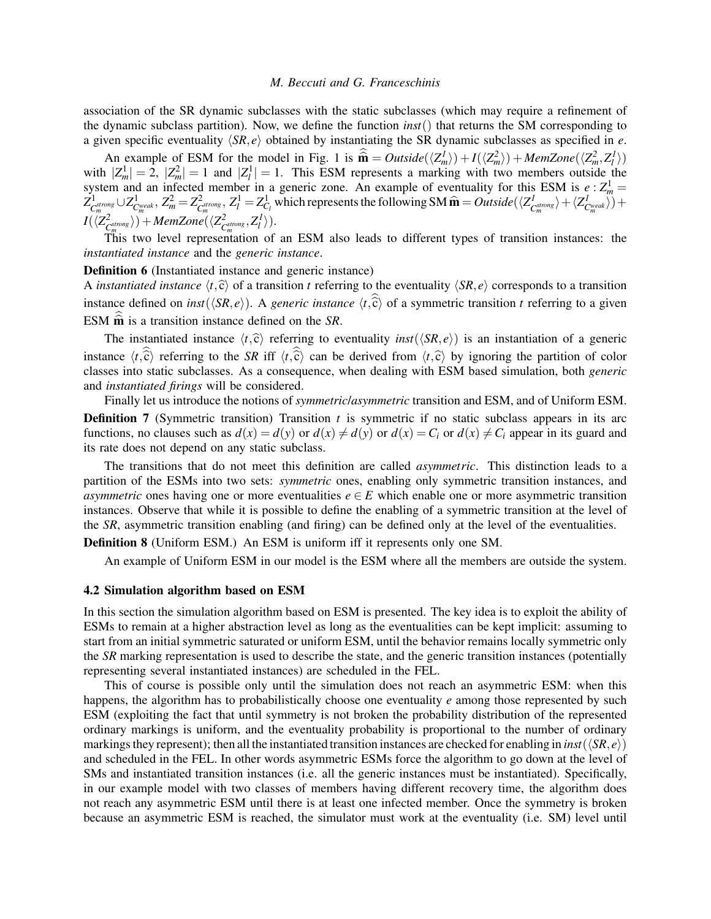association of the SR dynamic subclasses with the static subclasses (which may require a refinement of the dynamic subclass partition). Now, we define the function *inst*() that returns the SM corresponding to a given specific eventuality $\langle SR, e\rangle$ obtained by instantiating the SR dynamic subclasses as specified in $e$.

An example of ESM for the model in Fig. 1 is $\widehat{\widehat{\mathbf{m}}} = Outside(\langle Z_m^1\rangle) + I(\langle Z_m^2\rangle) + MemZone(\langle Z_m^2, Z_l^1\rangle)$ with $|Z_m^1| = 2$, $|Z_m^2| = 1$ and $|Z_l^1| = 1$. This ESM represents a marking with two members outside the system and an infected member in a generic zone. An example of eventuality for this ESM is $e : Z_m^1 = Z^1_{C_m^{strong}} \cup Z^1_{C_m^{weak}}$, $Z_m^2 = Z^2_{C_m^{strong}}$, $Z_l^1 = Z^1_{C_l}$ which represents the following SM $\widehat{\mathbf{m}} = Outside(\langle Z^1_{C_m^{strong}}\rangle + \langle Z^1_{C_m^{weak}}\rangle) + I(\langle Z^2_{C_m^{strong}}\rangle) + MemZone(\langle Z^2_{C_m^{strong}}, Z_l^1\rangle)$.

This two level representation of an ESM also leads to different types of transition instances: the *instantiated instance* and the *generic instance*.

**Definition 6** (Instantiated instance and generic instance)
A *instantiated instance* $\langle t, \widehat{\mathrm{c}}\rangle$ of a transition $t$ referring to the eventuality $\langle SR, e\rangle$ corresponds to a transition instance defined on $inst(\langle SR, e\rangle)$. A *generic instance* $\langle t, \widehat{\widehat{\mathrm{c}}}\rangle$ of a symmetric transition $t$ referring to a given ESM $\widehat{\widehat{\mathbf{m}}}$ is a transition instance defined on the *SR*.

The instantiated instance $\langle t, \widehat{\mathrm{c}}\rangle$ referring to eventuality $inst(\langle SR, e\rangle)$ is an instantiation of a generic instance $\langle t, \widehat{\widehat{\mathrm{c}}}\rangle$ referring to the *SR* iff $\langle t, \widehat{\widehat{\mathrm{c}}}\rangle$ can be derived from $\langle t, \widehat{\mathrm{c}}\rangle$ by ignoring the partition of color classes into static subclasses. As a consequence, when dealing with ESM based simulation, both *generic* and *instantiated firings* will be considered.

Finally let us introduce the notions of *symmetric/asymmetric* transition and ESM, and of Uniform ESM.

**Definition 7** (Symmetric transition) Transition $t$ is symmetric if no static subclass appears in its arc functions, no clauses such as $d(x) = d(y)$ or $d(x) \neq d(y)$ or $d(x) = C_i$ or $d(x) \neq C_i$ appear in its guard and its rate does not depend on any static subclass.

The transitions that do not meet this definition are called *asymmetric*. This distinction leads to a partition of the ESMs into two sets: *symmetric* ones, enabling only symmetric transition instances, and *asymmetric* ones having one or more eventualities $e \in E$ which enable one or more asymmetric transition instances. Observe that while it is possible to define the enabling of a symmetric transition at the level of the *SR*, asymmetric transition enabling (and firing) can be defined only at the level of the eventualities.

**Definition 8** (Uniform ESM.) An ESM is uniform iff it represents only one SM.

An example of Uniform ESM in our model is the ESM where all the members are outside the system.

### 4.2 Simulation algorithm based on ESM

In this section the simulation algorithm based on ESM is presented. The key idea is to exploit the ability of ESMs to remain at a higher abstraction level as long as the eventualities can be kept implicit: assuming to start from an initial symmetric saturated or uniform ESM, until the behavior remains locally symmetric only the *SR* marking representation is used to describe the state, and the generic transition instances (potentially representing several instantiated instances) are scheduled in the FEL.

This of course is possible only until the simulation does not reach an asymmetric ESM: when this happens, the algorithm has to probabilistically choose one eventuality $e$ among those represented by such ESM (exploiting the fact that until symmetry is not broken the probability distribution of the represented ordinary markings is uniform, and the eventuality probability is proportional to the number of ordinary markings they represent); then all the instantiated transition instances are checked for enabling in $inst(\langle SR, e\rangle)$ and scheduled in the FEL. In other words asymmetric ESMs force the algorithm to go down at the level of SMs and instantiated transition instances (i.e. all the generic instances must be instantiated). Specifically, in our example model with two classes of members having different recovery time, the algorithm does not reach any asymmetric ESM until there is at least one infected member. Once the symmetry is broken because an asymmetric ESM is reached, the simulator must work at the eventuality (i.e. SM) level until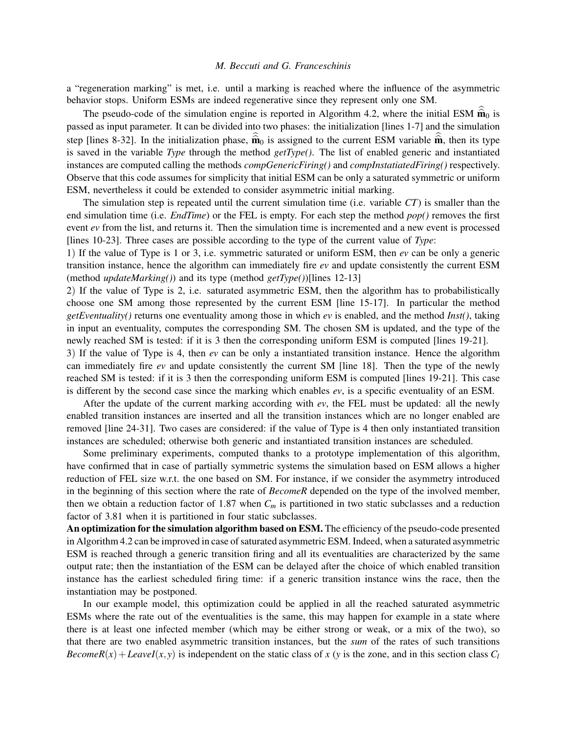a "regeneration marking" is met, i.e. until a marking is reached where the influence of the asymmetric behavior stops. Uniform ESMs are indeed regenerative since they represent only one SM.

The pseudo-code of the simulation engine is reported in Algorithm 4.2, where the initial ESM $\widehat{\widehat{\mathbf{m}}}_0$ is passed as input parameter. It can be divided into two phases: the initialization [lines 1-7] and the simulation step [lines 8-32]. In the initialization phase, $\widehat{\widehat{\mathbf{m}}}_0$ is assigned to the current ESM variable $\widehat{\widehat{\mathbf{m}}}$, then its type is saved in the variable *Type* through the method *getType()*. The list of enabled generic and instantiated instances are computed calling the methods *compGenericFiring()* and *compInstatiatedFiring()* respectively. Observe that this code assumes for simplicity that initial ESM can be only a saturated symmetric or uniform ESM, nevertheless it could be extended to consider asymmetric initial marking.

The simulation step is repeated until the current simulation time (i.e. variable *CT*) is smaller than the end simulation time (i.e. *EndTime*) or the FEL is empty. For each step the method *pop()* removes the first event *ev* from the list, and returns it. Then the simulation time is incremented and a new event is processed [lines 10-23]. Three cases are possible according to the type of the current value of *Type*:

1) If the value of Type is 1 or 3, i.e. symmetric saturated or uniform ESM, then *ev* can be only a generic transition instance, hence the algorithm can immediately fire *ev* and update consistently the current ESM (method *updateMarking()*) and its type (method *getType()*)[lines 12-13]

2) If the value of Type is 2, i.e. saturated asymmetric ESM, then the algorithm has to probabilistically choose one SM among those represented by the current ESM [line 15-17]. In particular the method *getEventuality()* returns one eventuality among those in which *ev* is enabled, and the method *Inst()*, taking in input an eventuality, computes the corresponding SM. The chosen SM is updated, and the type of the newly reached SM is tested: if it is 3 then the corresponding uniform ESM is computed [lines 19-21].

3) If the value of Type is 4, then *ev* can be only a instantiated transition instance. Hence the algorithm can immediately fire *ev* and update consistently the current SM [line 18]. Then the type of the newly reached SM is tested: if it is 3 then the corresponding uniform ESM is computed [lines 19-21]. This case is different by the second case since the marking which enables *ev*, is a specific eventuality of an ESM.

After the update of the current marking according with *ev*, the FEL must be updated: all the newly enabled transition instances are inserted and all the transition instances which are no longer enabled are removed [line 24-31]. Two cases are considered: if the value of Type is 4 then only instantiated transition instances are scheduled; otherwise both generic and instantiated transition instances are scheduled.

Some preliminary experiments, computed thanks to a prototype implementation of this algorithm, have confirmed that in case of partially symmetric systems the simulation based on ESM allows a higher reduction of FEL size w.r.t. the one based on SM. For instance, if we consider the asymmetry introduced in the beginning of this section where the rate of *BecomeR* depended on the type of the involved member, then we obtain a reduction factor of 1.87 when $C_m$ is partitioned in two static subclasses and a reduction factor of 3.81 when it is partitioned in four static subclasses.

**An optimization for the simulation algorithm based on ESM.** The efficiency of the pseudo-code presented in Algorithm 4.2 can be improved in case of saturated asymmetric ESM. Indeed, when a saturated asymmetric ESM is reached through a generic transition firing and all its eventualities are characterized by the same output rate; then the instantiation of the ESM can be delayed after the choice of which enabled transition instance has the earliest scheduled firing time: if a generic transition instance wins the race, then the instantiation may be postponed.

In our example model, this optimization could be applied in all the reached saturated asymmetric ESMs where the rate out of the eventualities is the same, this may happen for example in a state where there is at least one infected member (which may be either strong or weak, or a mix of the two), so that there are two enabled asymmetric transition instances, but the *sum* of the rates of such transitions $BecomeR(x) + LeaveI(x,y)$ is independent on the static class of $x$ ($y$ is the zone, and in this section class $C_l$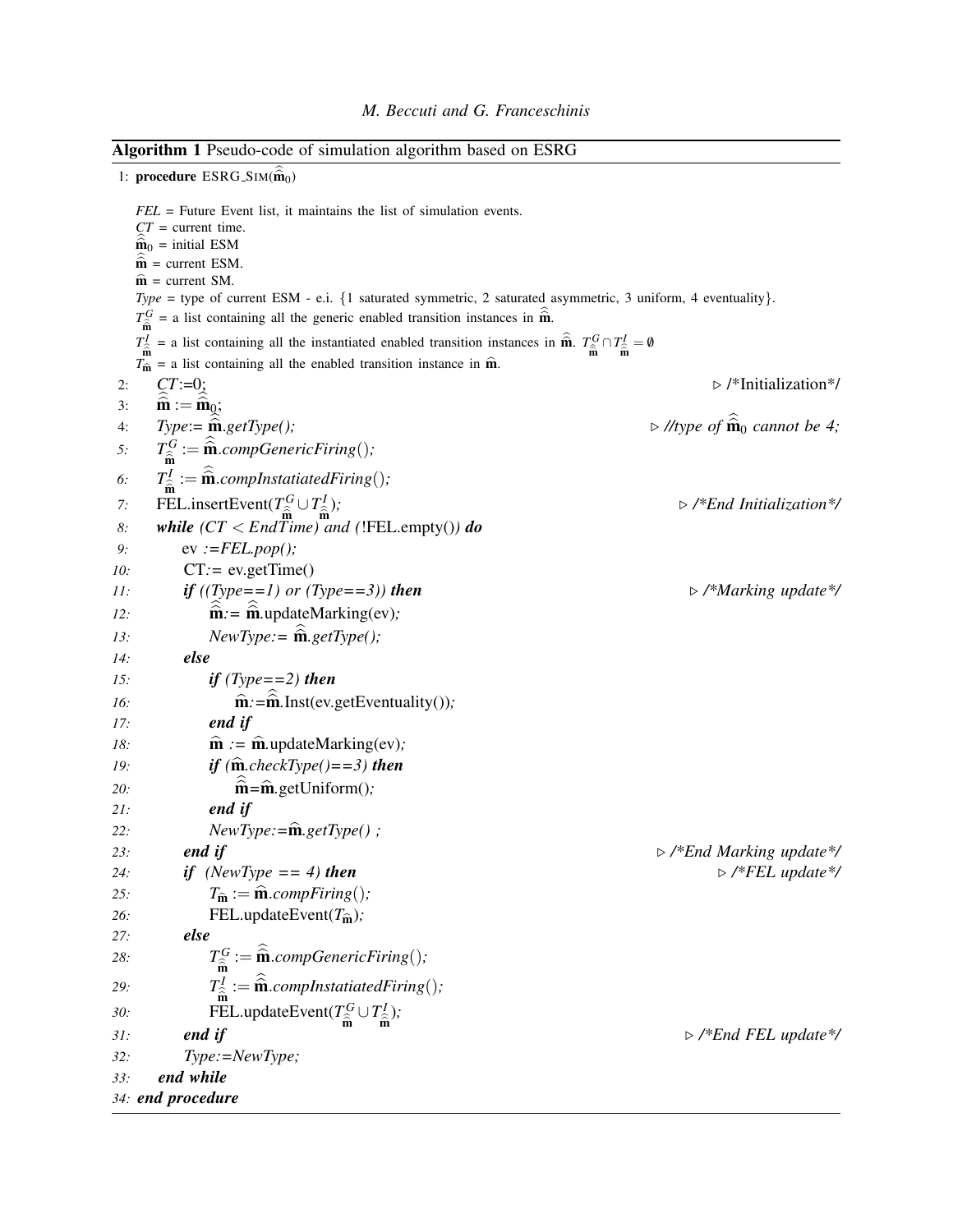**Algorithm 1** Pseudo-code of simulation algorithm based on ESRG

```
1: procedure ESRG_SIM(m̂̂_0)
   FEL = Future Event list, it maintains the list of simulation events.
   CT = current time.
   m̂̂_0 = initial ESM
   m̂̂ = current ESM.
   m̂ = current SM.
   Type = type of current ESM - e.i. {1 saturated symmetric, 2 saturated asymmetric, 3 uniform, 4 eventuality}.
   T^G_m̂̂ = a list containing all the generic enabled transition instances in m̂̂.
   T^I_m̂̂ = a list containing all the instantiated enabled transition instances in m̂̂. T^G_m̂̂ ∩ T^I_m̂̂ = ∅
   T_m̂ = a list containing all the enabled transition instance in m̂.
2:    CT:=0;                                             ▷ /*Initialization*/
3:    m̂̂ := m̂̂_0;
4:    Type:= m̂̂.getType();                               ▷ //type of m̂̂_0 cannot be 4;
5:    T^G_m̂̂ := m̂̂.compGenericFiring();
6:    T^I_m̂̂ := m̂̂.compInstatiatedFiring();
7:    FEL.insertEvent(T^G_m̂̂ ∪ T^I_m̂̂);                   ▷ /*End Initialization*/
8:    while (CT < EndTime) and (!FEL.empty()) do
9:        ev :=FEL.pop();
10:       CT:= ev.getTime()
11:       if ((Type==1) or (Type==3)) then                ▷ /*Marking update*/
12:           m̂̂:= m̂̂.updateMarking(ev);
13:           NewType:= m̂̂.getType();
14:       else
15:           if (Type==2) then
16:               m̂:=m̂̂.Inst(ev.getEventuality());
17:           end if
18:           m̂ := m̂.updateMarking(ev);
19:           if (m̂.checkType()==3) then
20:               m̂̂=m̂.getUniform();
21:           end if
22:           NewType:=m̂.getType() ;
23:       end if                                          ▷ /*End Marking update*/
24:       if (NewType == 4) then                          ▷ /*FEL update*/
25:           T_m̂ := m̂.compFiring();
26:           FEL.updateEvent(T_m̂);
27:       else
28:           T^G_m̂̂ := m̂̂.compGenericFiring();
29:           T^I_m̂̂ := m̂̂.compInstatiatedFiring();
30:           FEL.updateEvent(T^G_m̂̂ ∪ T^I_m̂̂);
31:       end if                                          ▷ /*End FEL update*/
32:       Type:=NewType;
33:   end while
34: end procedure
```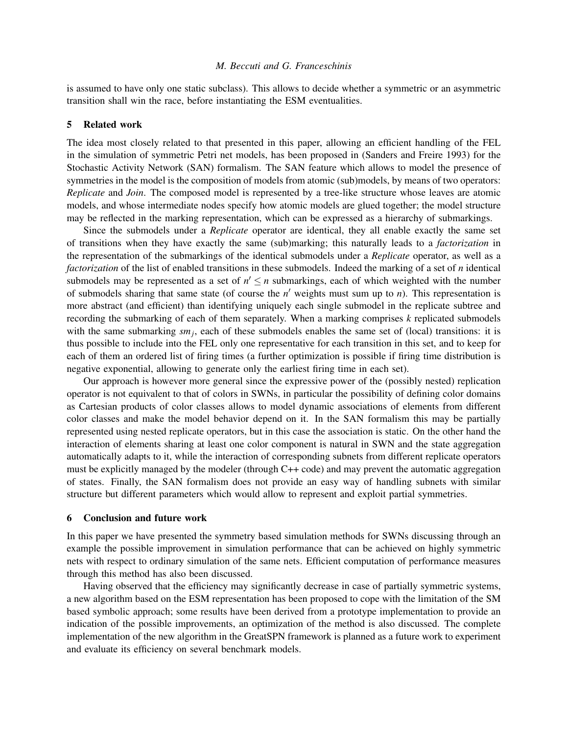is assumed to have only one static subclass). This allows to decide whether a symmetric or an asymmetric transition shall win the race, before instantiating the ESM eventualities.

## 5 Related work

The idea most closely related to that presented in this paper, allowing an efficient handling of the FEL in the simulation of symmetric Petri net models, has been proposed in (Sanders and Freire 1993) for the Stochastic Activity Network (SAN) formalism. The SAN feature which allows to model the presence of symmetries in the model is the composition of models from atomic (sub)models, by means of two operators: *Replicate* and *Join*. The composed model is represented by a tree-like structure whose leaves are atomic models, and whose intermediate nodes specify how atomic models are glued together; the model structure may be reflected in the marking representation, which can be expressed as a hierarchy of submarkings.

Since the submodels under a *Replicate* operator are identical, they all enable exactly the same set of transitions when they have exactly the same (sub)marking; this naturally leads to a *factorization* in the representation of the submarkings of the identical submodels under a *Replicate* operator, as well as a *factorization* of the list of enabled transitions in these submodels. Indeed the marking of a set of $n$ identical submodels may be represented as a set of $n' \leq n$ submarkings, each of which weighted with the number of submodels sharing that same state (of course the $n'$ weights must sum up to $n$). This representation is more abstract (and efficient) than identifying uniquely each single submodel in the replicate subtree and recording the submarking of each of them separately. When a marking comprises $k$ replicated submodels with the same submarking $sm_j$, each of these submodels enables the same set of (local) transitions: it is thus possible to include into the FEL only one representative for each transition in this set, and to keep for each of them an ordered list of firing times (a further optimization is possible if firing time distribution is negative exponential, allowing to generate only the earliest firing time in each set).

Our approach is however more general since the expressive power of the (possibly nested) replication operator is not equivalent to that of colors in SWNs, in particular the possibility of defining color domains as Cartesian products of color classes allows to model dynamic associations of elements from different color classes and make the model behavior depend on it. In the SAN formalism this may be partially represented using nested replicate operators, but in this case the association is static. On the other hand the interaction of elements sharing at least one color component is natural in SWN and the state aggregation automatically adapts to it, while the interaction of corresponding subnets from different replicate operators must be explicitly managed by the modeler (through C++ code) and may prevent the automatic aggregation of states. Finally, the SAN formalism does not provide an easy way of handling subnets with similar structure but different parameters which would allow to represent and exploit partial symmetries.

## 6 Conclusion and future work

In this paper we have presented the symmetry based simulation methods for SWNs discussing through an example the possible improvement in simulation performance that can be achieved on highly symmetric nets with respect to ordinary simulation of the same nets. Efficient computation of performance measures through this method has also been discussed.

Having observed that the efficiency may significantly decrease in case of partially symmetric systems, a new algorithm based on the ESM representation has been proposed to cope with the limitation of the SM based symbolic approach; some results have been derived from a prototype implementation to provide an indication of the possible improvements, an optimization of the method is also discussed. The complete implementation of the new algorithm in the GreatSPN framework is planned as a future work to experiment and evaluate its efficiency on several benchmark models.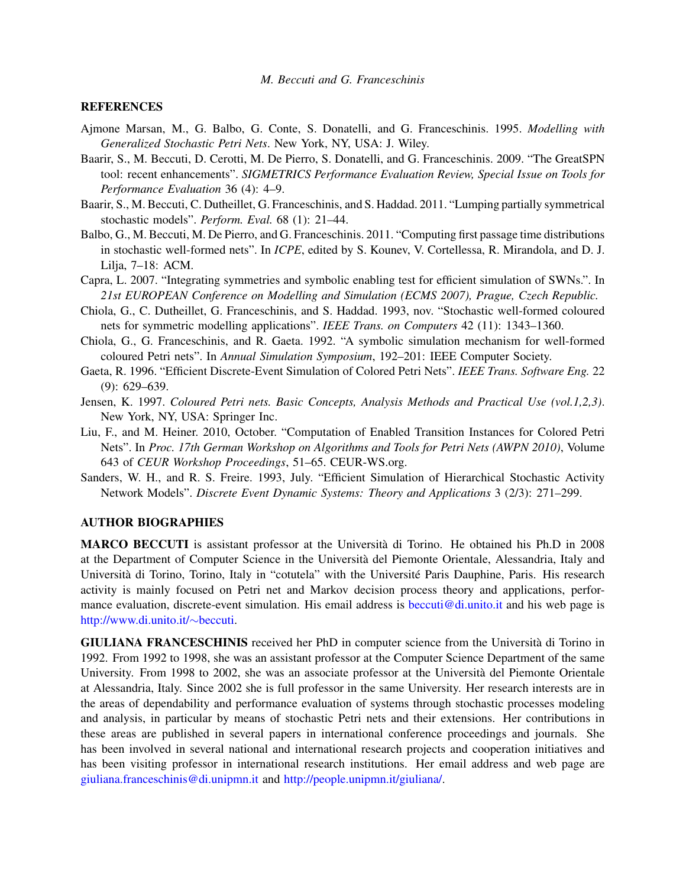## REFERENCES

Ajmone Marsan, M., G. Balbo, G. Conte, S. Donatelli, and G. Franceschinis. 1995. *Modelling with Generalized Stochastic Petri Nets*. New York, NY, USA: J. Wiley.

Baarir, S., M. Beccuti, D. Cerotti, M. De Pierro, S. Donatelli, and G. Franceschinis. 2009. "The GreatSPN tool: recent enhancements". *SIGMETRICS Performance Evaluation Review, Special Issue on Tools for Performance Evaluation* 36 (4): 4–9.

Baarir, S., M. Beccuti, C. Dutheillet, G. Franceschinis, and S. Haddad. 2011. "Lumping partially symmetrical stochastic models". *Perform. Eval.* 68 (1): 21–44.

Balbo, G., M. Beccuti, M. De Pierro, and G. Franceschinis. 2011. "Computing first passage time distributions in stochastic well-formed nets". In *ICPE*, edited by S. Kounev, V. Cortellessa, R. Mirandola, and D. J. Lilja, 7–18: ACM.

Capra, L. 2007. "Integrating symmetries and symbolic enabling test for efficient simulation of SWNs.". In *21st EUROPEAN Conference on Modelling and Simulation (ECMS 2007), Prague, Czech Republic.*

Chiola, G., C. Dutheillet, G. Franceschinis, and S. Haddad. 1993, nov. "Stochastic well-formed coloured nets for symmetric modelling applications". *IEEE Trans. on Computers* 42 (11): 1343–1360.

Chiola, G., G. Franceschinis, and R. Gaeta. 1992. "A symbolic simulation mechanism for well-formed coloured Petri nets". In *Annual Simulation Symposium*, 192–201: IEEE Computer Society.

Gaeta, R. 1996. "Efficient Discrete-Event Simulation of Colored Petri Nets". *IEEE Trans. Software Eng.* 22 (9): 629–639.

Jensen, K. 1997. *Coloured Petri nets. Basic Concepts, Analysis Methods and Practical Use (vol.1,2,3)*. New York, NY, USA: Springer Inc.

Liu, F., and M. Heiner. 2010, October. "Computation of Enabled Transition Instances for Colored Petri Nets". In *Proc. 17th German Workshop on Algorithms and Tools for Petri Nets (AWPN 2010)*, Volume 643 of *CEUR Workshop Proceedings*, 51–65. CEUR-WS.org.

Sanders, W. H., and R. S. Freire. 1993, July. "Efficient Simulation of Hierarchical Stochastic Activity Network Models". *Discrete Event Dynamic Systems: Theory and Applications* 3 (2/3): 271–299.

## AUTHOR BIOGRAPHIES

**MARCO BECCUTI** is assistant professor at the Università di Torino. He obtained his Ph.D in 2008 at the Department of Computer Science in the Università del Piemonte Orientale, Alessandria, Italy and Università di Torino, Torino, Italy in "cotutela" with the Université Paris Dauphine, Paris. His research activity is mainly focused on Petri net and Markov decision process theory and applications, performance evaluation, discrete-event simulation. His email address is beccuti@di.unito.it and his web page is http://www.di.unito.it/∼beccuti.

**GIULIANA FRANCESCHINIS** received her PhD in computer science from the Università di Torino in 1992. From 1992 to 1998, she was an assistant professor at the Computer Science Department of the same University. From 1998 to 2002, she was an associate professor at the Università del Piemonte Orientale at Alessandria, Italy. Since 2002 she is full professor in the same University. Her research interests are in the areas of dependability and performance evaluation of systems through stochastic processes modeling and analysis, in particular by means of stochastic Petri nets and their extensions. Her contributions in these areas are published in several papers in international conference proceedings and journals. She has been involved in several national and international research projects and cooperation initiatives and has been visiting professor in international research institutions. Her email address and web page are giuliana.franceschinis@di.unipmn.it and http://people.unipmn.it/giuliana/.